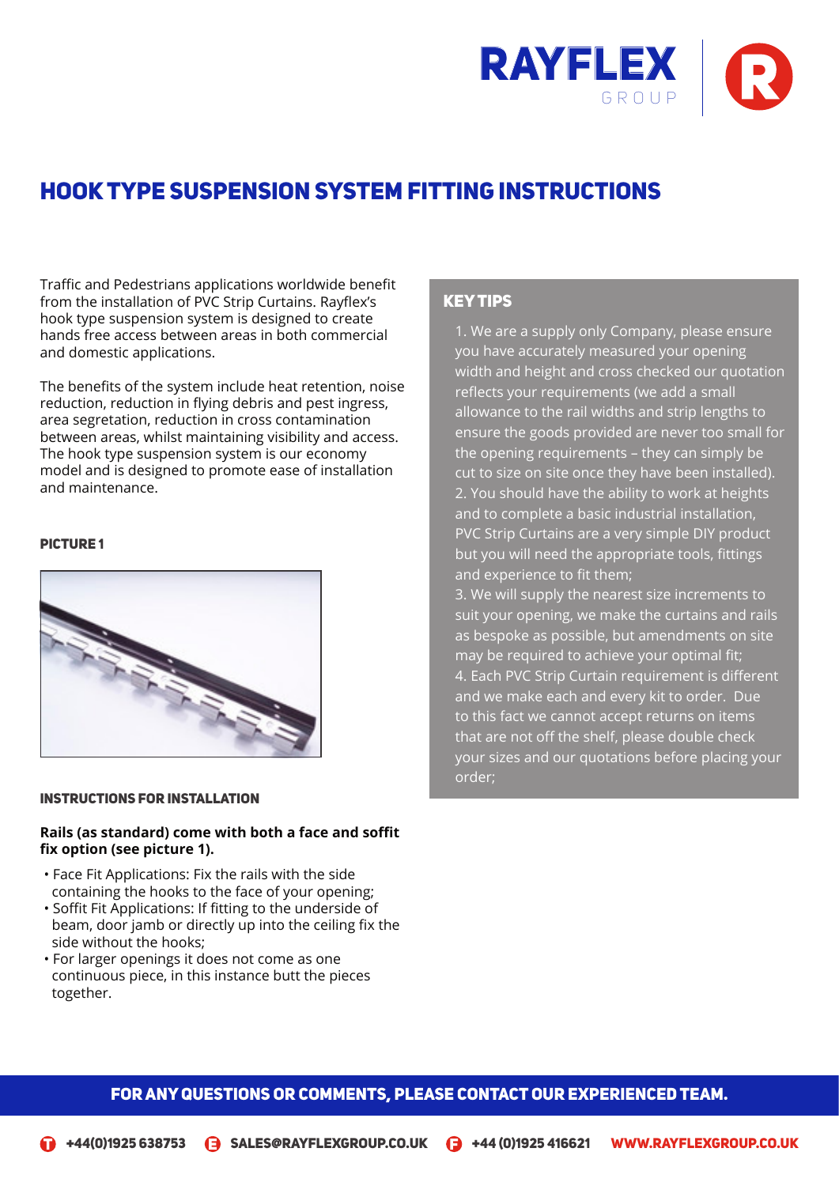# HOOK TYPE SUSPENSION SYSTEM FITTING INSTRUCTIONS

Traffic and Pedestrians applications worldwide benefit from the installation of PVC Strip Curtains. Rayflex's hook type suspension system is designed to create hands free access between areas in both commercial and domestic applications.

The benefits of the system include heat retention, noise reduction, reduction in flying debris and pest ingress, area segretation, reduction in cross contamination between areas, whilst maintaining visibility and access. The hook type suspension system is our economy model and is designed to promote ease of installation and maintenance.

#### PICTURE 1

#### INSTRUCTIONS FOR INSTALLATION

**Rails (as standard) come with both a face and soffit fix option (see picture 1).**

- Face Fit Applications: Fix the rails with the side containing the hooks to the face of your opening;
- Soffit Fit Applications: If fitting to the underside of beam, door jamb or directly up into the ceiling fix the side without the hooks;
- For larger openings it does not come as one continuous piece, in this instance butt the pieces together.

### KEY TIPS

1. We are a supply only Company, please ensure you have accurately measured your opening width and height and cross checked our quotation reflects your requirements (we add a small allowance to the rail widths and strip lengths to ensure the goods provided are never too small for the opening requirements – they can simply be cut to size on site once they have been installed).
2. You should have the ability to work at heights and to complete a basic industrial installation, PVC Strip Curtains are a very simple DIY product but you will need the appropriate tools, fittings and experience to fit them;
3. We will supply the nearest size increments to suit your opening, we make the curtains and rails as bespoke as possible, but amendments on site may be required to achieve your optimal fit;
4. Each PVC Strip Curtain requirement is different and we make each and every kit to order. Due to this fact we cannot accept returns on items that are not off the shelf, please double check your sizes and our quotations before placing your order;

**FOR ANY QUESTIONS OR COMMENTS, PLEASE CONTACT OUR EXPERIENCED TEAM.**

T +44(0)1925 638753 E SALES@RAYFLEXGROUP.CO.UK F +44 (0)1925 416621 WWW.RAYFLEXGROUP.CO.UK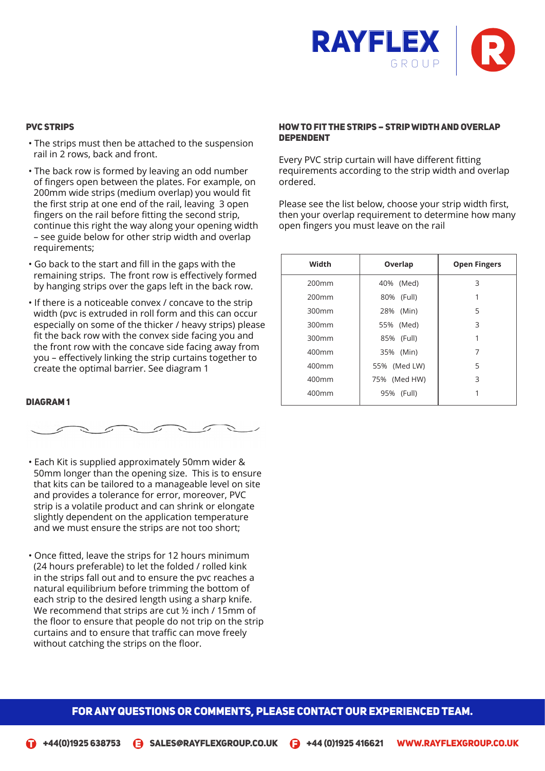## PVC STRIPS

- The strips must then be attached to the suspension rail in 2 rows, back and front.
- The back row is formed by leaving an odd number of fingers open between the plates. For example, on 200mm wide strips (medium overlap) you would fit the first strip at one end of the rail, leaving 3 open fingers on the rail before fitting the second strip, continue this right the way along your opening width – see guide below for other strip width and overlap requirements;
- Go back to the start and fill in the gaps with the remaining strips. The front row is effectively formed by hanging strips over the gaps left in the back row.
- If there is a noticeable convex / concave to the strip width (pvc is extruded in roll form and this can occur especially on some of the thicker / heavy strips) please fit the back row with the convex side facing you and the front row with the concave side facing away from you – effectively linking the strip curtains together to create the optimal barrier. See diagram 1

## DIAGRAM 1

- Each Kit is supplied approximately 50mm wider & 50mm longer than the opening size. This is to ensure that kits can be tailored to a manageable level on site and provides a tolerance for error, moreover, PVC strip is a volatile product and can shrink or elongate slightly dependent on the application temperature and we must ensure the strips are not too short;
- Once fitted, leave the strips for 12 hours minimum (24 hours preferable) to let the folded / rolled kink in the strips fall out and to ensure the pvc reaches a natural equilibrium before trimming the bottom of each strip to the desired length using a sharp knife. We recommend that strips are cut ½ inch / 15mm of the floor to ensure that people do not trip on the strip curtains and to ensure that traffic can move freely without catching the strips on the floor.

## HOW TO FIT THE STRIPS – STRIP WIDTH AND OVERLAP DEPENDENT

Every PVC strip curtain will have different fitting requirements according to the strip width and overlap ordered.

Please see the list below, choose your strip width first, then your overlap requirement to determine how many open fingers you must leave on the rail

| Width | Overlap | Open Fingers |
|---|---|---|
| 200mm | 40% (Med) | 3 |
| 200mm | 80% (Full) | 1 |
| 300mm | 28% (Min) | 5 |
| 300mm | 55% (Med) | 3 |
| 300mm | 85% (Full) | 1 |
| 400mm | 35% (Min) | 7 |
| 400mm | 55% (Med LW) | 5 |
| 400mm | 75% (Med HW) | 3 |
| 400mm | 95% (Full) | 1 |

**FOR ANY QUESTIONS OR COMMENTS, PLEASE CONTACT OUR EXPERIENCED TEAM.**

T +44(0)1925 638753 E SALES@RAYFLEXGROUP.CO.UK F +44 (0)1925 416621 WWW.RAYFLEXGROUP.CO.UK